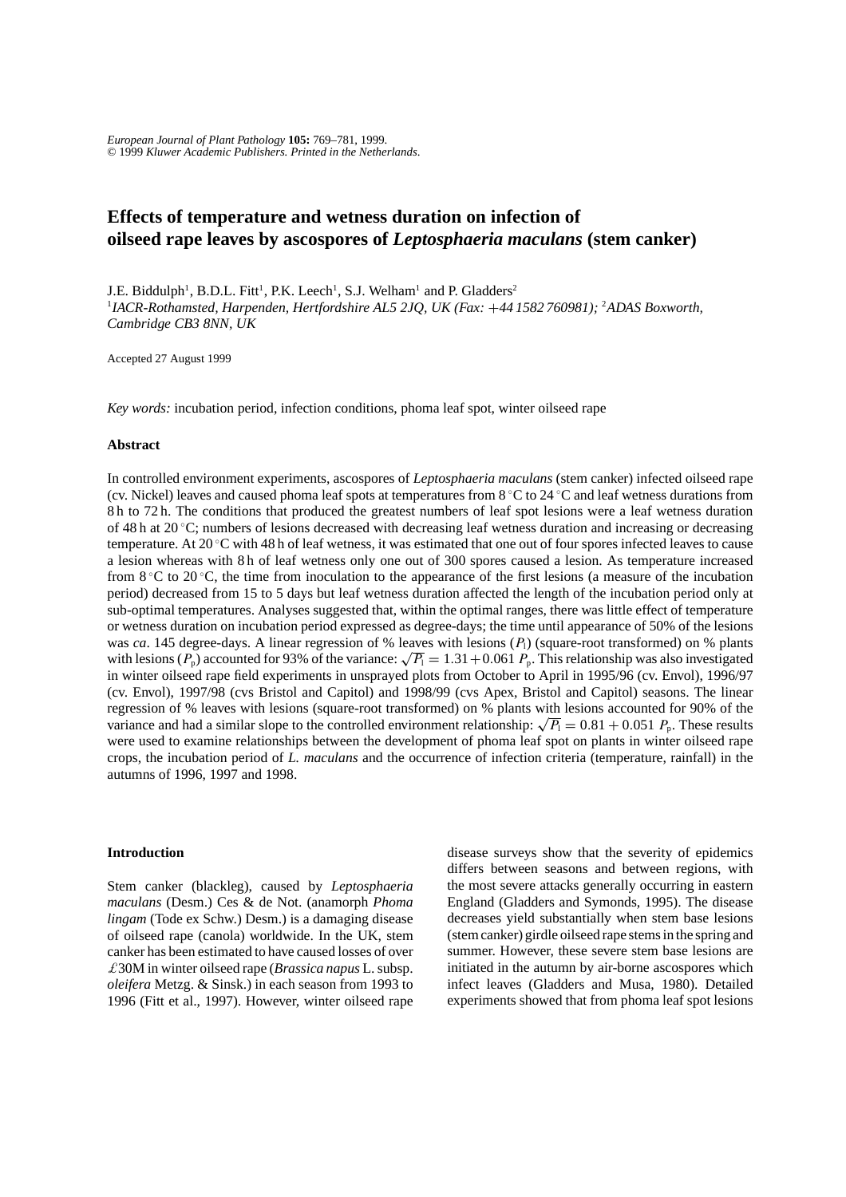# Effects of temperature and wetness duration on infection of oilseed rape leaves by ascospores of *Leptosphaeria maculans* (stem canker)

J.E. Biddulph[1], B.D.L. Fitt[1], P.K. Leech[1], S.J. Welham[1] and P. Gladders[2]

[1]*IACR-Rothamsted, Harpenden, Hertfordshire AL5 2JQ, UK (Fax: +44 1582 760981);* [2]*ADAS Boxworth, Cambridge CB3 8NN, UK*

Accepted 27 August 1999

*Key words:* incubation period, infection conditions, phoma leaf spot, winter oilseed rape

## Abstract

In controlled environment experiments, ascospores of *Leptosphaeria maculans* (stem canker) infected oilseed rape (cv. Nickel) leaves and caused phoma leaf spots at temperatures from 8 °C to 24 °C and leaf wetness durations from 8 h to 72 h. The conditions that produced the greatest numbers of leaf spot lesions were a leaf wetness duration of 48 h at 20 °C; numbers of lesions decreased with decreasing leaf wetness duration and increasing or decreasing temperature. At 20 °C with 48 h of leaf wetness, it was estimated that one out of four spores infected leaves to cause a lesion whereas with 8 h of leaf wetness only one out of 300 spores caused a lesion. As temperature increased from 8 °C to 20 °C, the time from inoculation to the appearance of the first lesions (a measure of the incubation period) decreased from 15 to 5 days but leaf wetness duration affected the length of the incubation period only at sub-optimal temperatures. Analyses suggested that, within the optimal ranges, there was little effect of temperature or wetness duration on incubation period expressed as degree-days; the time until appearance of 50% of the lesions was *ca*. 145 degree-days. A linear regression of % leaves with lesions ($P_l$) (square-root transformed) on % plants with lesions ($P_p$) accounted for 93% of the variance: $\sqrt{P_l} = 1.31 + 0.061\ P_p$. This relationship was also investigated in winter oilseed rape field experiments in unsprayed plots from October to April in 1995/96 (cv. Envol), 1996/97 (cv. Envol), 1997/98 (cvs Bristol and Capitol) and 1998/99 (cvs Apex, Bristol and Capitol) seasons. The linear regression of % leaves with lesions (square-root transformed) on % plants with lesions accounted for 90% of the variance and had a similar slope to the controlled environment relationship: $\sqrt{P_l} = 0.81 + 0.051\ P_p$. These results were used to examine relationships between the development of phoma leaf spot on plants in winter oilseed rape crops, the incubation period of *L. maculans* and the occurrence of infection criteria (temperature, rainfall) in the autumns of 1996, 1997 and 1998.

## Introduction

Stem canker (blackleg), caused by *Leptosphaeria maculans* (Desm.) Ces & de Not. (anamorph *Phoma lingam* (Tode ex Schw.) Desm.) is a damaging disease of oilseed rape (canola) worldwide. In the UK, stem canker has been estimated to have caused losses of over £30M in winter oilseed rape (*Brassica napus* L. subsp. *oleifera* Metzg. & Sinsk.) in each season from 1993 to 1996 (Fitt et al., 1997). However, winter oilseed rape disease surveys show that the severity of epidemics differs between seasons and between regions, with the most severe attacks generally occurring in eastern England (Gladders and Symonds, 1995). The disease decreases yield substantially when stem base lesions (stem canker) girdle oilseed rape stems in the spring and summer. However, these severe stem base lesions are initiated in the autumn by air-borne ascospores which infect leaves (Gladders and Musa, 1980). Detailed experiments showed that from phoma leaf spot lesions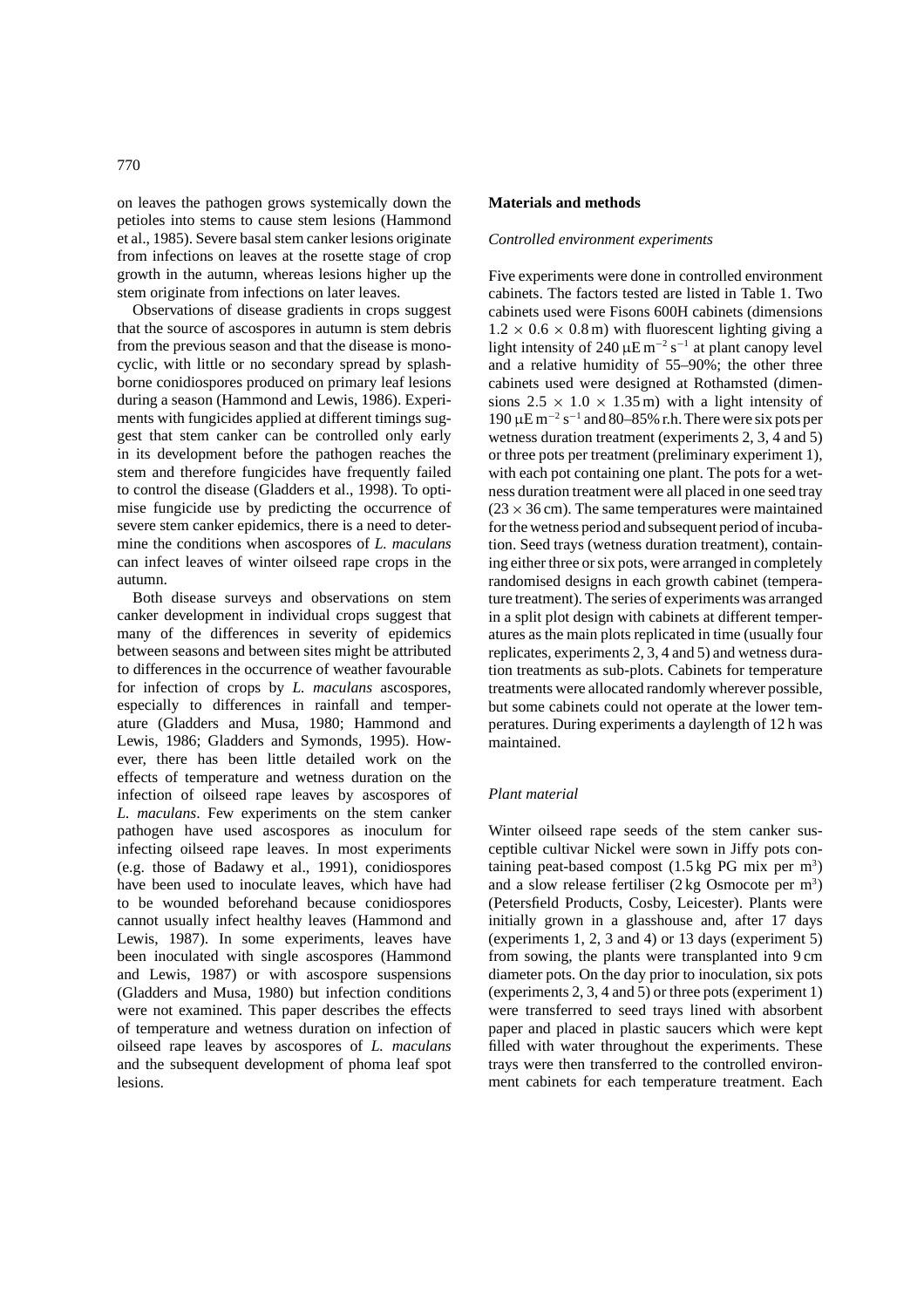on leaves the pathogen grows systemically down the petioles into stems to cause stem lesions (Hammond et al., 1985). Severe basal stem canker lesions originate from infections on leaves at the rosette stage of crop growth in the autumn, whereas lesions higher up the stem originate from infections on later leaves.

Observations of disease gradients in crops suggest that the source of ascospores in autumn is stem debris from the previous season and that the disease is monocyclic, with little or no secondary spread by splash-borne conidiospores produced on primary leaf lesions during a season (Hammond and Lewis, 1986). Experiments with fungicides applied at different timings suggest that stem canker can be controlled only early in its development before the pathogen reaches the stem and therefore fungicides have frequently failed to control the disease (Gladders et al., 1998). To optimise fungicide use by predicting the occurrence of severe stem canker epidemics, there is a need to determine the conditions when ascospores of *L. maculans* can infect leaves of winter oilseed rape crops in the autumn.

Both disease surveys and observations on stem canker development in individual crops suggest that many of the differences in severity of epidemics between seasons and between sites might be attributed to differences in the occurrence of weather favourable for infection of crops by *L. maculans* ascospores, especially to differences in rainfall and temperature (Gladders and Musa, 1980; Hammond and Lewis, 1986; Gladders and Symonds, 1995). However, there has been little detailed work on the effects of temperature and wetness duration on the infection of oilseed rape leaves by ascospores of *L. maculans*. Few experiments on the stem canker pathogen have used ascospores as inoculum for infecting oilseed rape leaves. In most experiments (e.g. those of Badawy et al., 1991), conidiospores have been used to inoculate leaves, which have had to be wounded beforehand because conidiospores cannot usually infect healthy leaves (Hammond and Lewis, 1987). In some experiments, leaves have been inoculated with single ascospores (Hammond and Lewis, 1987) or with ascospore suspensions (Gladders and Musa, 1980) but infection conditions were not examined. This paper describes the effects of temperature and wetness duration on infection of oilseed rape leaves by ascospores of *L. maculans* and the subsequent development of phoma leaf spot lesions.

## Materials and methods

### *Controlled environment experiments*

Five experiments were done in controlled environment cabinets. The factors tested are listed in Table 1. Two cabinets used were Fisons 600H cabinets (dimensions $1.2 \times 0.6 \times 0.8$ m) with fluorescent lighting giving a light intensity of 240 $\mu$E m$^{-2}$ s$^{-1}$ at plant canopy level and a relative humidity of 55–90%; the other three cabinets used were designed at Rothamsted (dimensions $2.5 \times 1.0 \times 1.35$ m) with a light intensity of 190 $\mu$E m$^{-2}$ s$^{-1}$ and 80–85% r.h. There were six pots per wetness duration treatment (experiments 2, 3, 4 and 5) or three pots per treatment (preliminary experiment 1), with each pot containing one plant. The pots for a wetness duration treatment were all placed in one seed tray ($23 \times 36$ cm). The same temperatures were maintained for the wetness period and subsequent period of incubation. Seed trays (wetness duration treatment), containing either three or six pots, were arranged in completely randomised designs in each growth cabinet (temperature treatment). The series of experiments was arranged in a split plot design with cabinets at different temperatures as the main plots replicated in time (usually four replicates, experiments 2, 3, 4 and 5) and wetness duration treatments as sub-plots. Cabinets for temperature treatments were allocated randomly wherever possible, but some cabinets could not operate at the lower temperatures. During experiments a daylength of 12 h was maintained.

### *Plant material*

Winter oilseed rape seeds of the stem canker susceptible cultivar Nickel were sown in Jiffy pots containing peat-based compost (1.5 kg PG mix per m$^3$) and a slow release fertiliser (2 kg Osmocote per m$^3$) (Petersfield Products, Cosby, Leicester). Plants were initially grown in a glasshouse and, after 17 days (experiments 1, 2, 3 and 4) or 13 days (experiment 5) from sowing, the plants were transplanted into 9 cm diameter pots. On the day prior to inoculation, six pots (experiments 2, 3, 4 and 5) or three pots (experiment 1) were transferred to seed trays lined with absorbent paper and placed in plastic saucers which were kept filled with water throughout the experiments. These trays were then transferred to the controlled environment cabinets for each temperature treatment. Each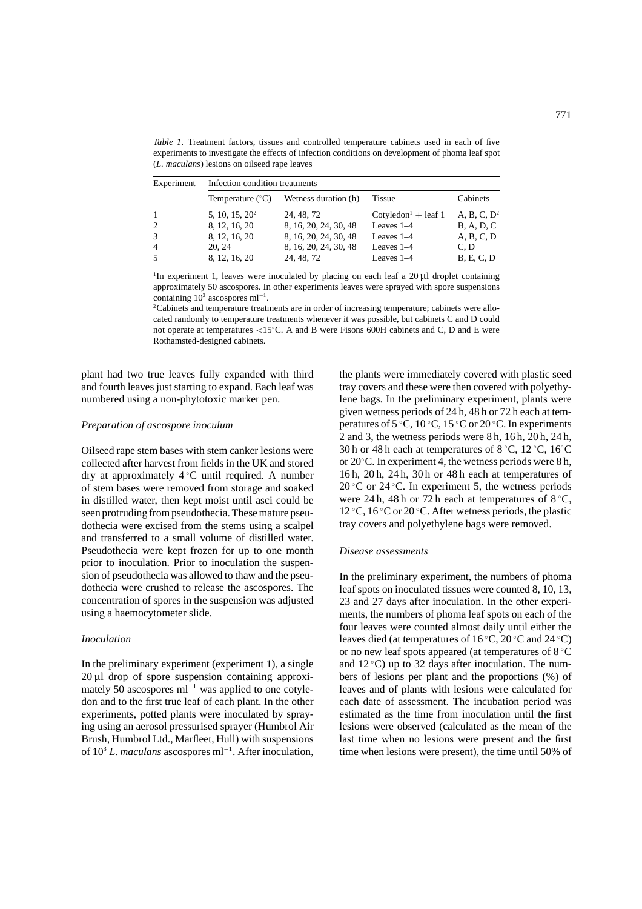*Table 1*. Treatment factors, tissues and controlled temperature cabinets used in each of five experiments to investigate the effects of infection conditions on development of phoma leaf spot (*L. maculans*) lesions on oilseed rape leaves

| Experiment | Infection condition treatments | | | |
|---|---|---|---|---|
| | Temperature (°C) | Wetness duration (h) | Tissue | Cabinets |
| 1 | 5, 10, 15, 20[2] | 24, 48, 72 | Cotyledon[1] + leaf 1 | A, B, C, D[2] |
| 2 | 8, 12, 16, 20 | 8, 16, 20, 24, 30, 48 | Leaves 1–4 | B, A, D, C |
| 3 | 8, 12, 16, 20 | 8, 16, 20, 24, 30, 48 | Leaves 1–4 | A, B, C, D |
| 4 | 20, 24 | 8, 16, 20, 24, 30, 48 | Leaves 1–4 | C, D |
| 5 | 8, 12, 16, 20 | 24, 48, 72 | Leaves 1–4 | B, E, C, D |

[1]In experiment 1, leaves were inoculated by placing on each leaf a 20 μl droplet containing approximately 50 ascospores. In other experiments leaves were sprayed with spore suspensions containing $10^3$ ascospores $ml^{-1}$.

[2]Cabinets and temperature treatments are in order of increasing temperature; cabinets were allocated randomly to temperature treatments whenever it was possible, but cabinets C and D could not operate at temperatures <15°C. A and B were Fisons 600H cabinets and C, D and E were Rothamsted-designed cabinets.

plant had two true leaves fully expanded with third and fourth leaves just starting to expand. Each leaf was numbered using a non-phytotoxic marker pen.

### *Preparation of ascospore inoculum*

Oilseed rape stem bases with stem canker lesions were collected after harvest from fields in the UK and stored dry at approximately 4 °C until required. A number of stem bases were removed from storage and soaked in distilled water, then kept moist until asci could be seen protruding from pseudothecia. These mature pseudothecia were excised from the stems using a scalpel and transferred to a small volume of distilled water. Pseudothecia were kept frozen for up to one month prior to inoculation. Prior to inoculation the suspension of pseudothecia was allowed to thaw and the pseudothecia were crushed to release the ascospores. The concentration of spores in the suspension was adjusted using a haemocytometer slide.

### *Inoculation*

In the preliminary experiment (experiment 1), a single 20 μl drop of spore suspension containing approximately 50 ascospores $ml^{-1}$ was applied to one cotyledon and to the first true leaf of each plant. In the other experiments, potted plants were inoculated by spraying using an aerosol pressurised sprayer (Humbrol Air Brush, Humbrol Ltd., Marfleet, Hull) with suspensions of $10^3$ *L. maculans* ascospores $ml^{-1}$. After inoculation, the plants were immediately covered with plastic seed tray covers and these were then covered with polyethylene bags. In the preliminary experiment, plants were given wetness periods of 24 h, 48 h or 72 h each at temperatures of 5 °C, 10 °C, 15 °C or 20 °C. In experiments 2 and 3, the wetness periods were 8 h, 16 h, 20 h, 24 h, 30 h or 48 h each at temperatures of 8 °C, 12 °C, 16°C or 20°C. In experiment 4, the wetness periods were 8 h, 16 h, 20 h, 24 h, 30 h or 48 h each at temperatures of 20 °C or 24 °C. In experiment 5, the wetness periods were 24 h, 48 h or 72 h each at temperatures of 8 °C, 12 °C, 16 °C or 20 °C. After wetness periods, the plastic tray covers and polyethylene bags were removed.

### *Disease assessments*

In the preliminary experiment, the numbers of phoma leaf spots on inoculated tissues were counted 8, 10, 13, 23 and 27 days after inoculation. In the other experiments, the numbers of phoma leaf spots on each of the four leaves were counted almost daily until either the leaves died (at temperatures of 16 °C, 20 °C and 24 °C) or no new leaf spots appeared (at temperatures of 8 °C and 12 °C) up to 32 days after inoculation. The numbers of lesions per plant and the proportions (%) of leaves and of plants with lesions were calculated for each date of assessment. The incubation period was estimated as the time from inoculation until the first lesions were observed (calculated as the mean of the last time when no lesions were present and the first time when lesions were present), the time until 50% of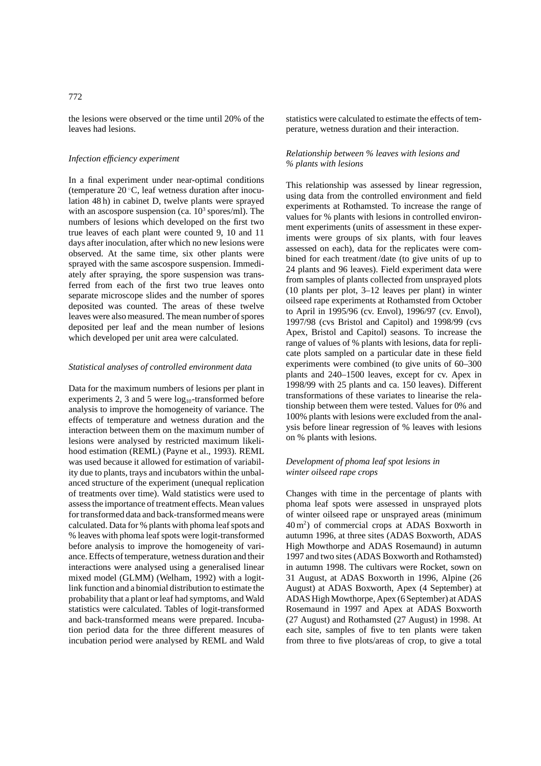the lesions were observed or the time until 20% of the leaves had lesions.

### *Infection efficiency experiment*

In a final experiment under near-optimal conditions (temperature 20 °C, leaf wetness duration after inoculation 48 h) in cabinet D, twelve plants were sprayed with an ascospore suspension (ca. $10^3$ spores/ml). The numbers of lesions which developed on the first two true leaves of each plant were counted 9, 10 and 11 days after inoculation, after which no new lesions were observed. At the same time, six other plants were sprayed with the same ascospore suspension. Immediately after spraying, the spore suspension was transferred from each of the first two true leaves onto separate microscope slides and the number of spores deposited was counted. The areas of these twelve leaves were also measured. The mean number of spores deposited per leaf and the mean number of lesions which developed per unit area were calculated.

### *Statistical analyses of controlled environment data*

Data for the maximum numbers of lesions per plant in experiments 2, 3 and 5 were $\log_{10}$-transformed before analysis to improve the homogeneity of variance. The effects of temperature and wetness duration and the interaction between them on the maximum number of lesions were analysed by restricted maximum likelihood estimation (REML) (Payne et al., 1993). REML was used because it allowed for estimation of variability due to plants, trays and incubators within the unbalanced structure of the experiment (unequal replication of treatments over time). Wald statistics were used to assess the importance of treatment effects. Mean values for transformed data and back-transformed means were calculated. Data for % plants with phoma leaf spots and % leaves with phoma leaf spots were logit-transformed before analysis to improve the homogeneity of variance. Effects of temperature, wetness duration and their interactions were analysed using a generalised linear mixed model (GLMM) (Welham, 1992) with a logit-link function and a binomial distribution to estimate the probability that a plant or leaf had symptoms, and Wald statistics were calculated. Tables of logit-transformed and back-transformed means were prepared. Incubation period data for the three different measures of incubation period were analysed by REML and Wald statistics were calculated to estimate the effects of temperature, wetness duration and their interaction.

### *Relationship between % leaves with lesions and % plants with lesions*

This relationship was assessed by linear regression, using data from the controlled environment and field experiments at Rothamsted. To increase the range of values for % plants with lesions in controlled environment experiments (units of assessment in these experiments were groups of six plants, with four leaves assessed on each), data for the replicates were combined for each treatment/date (to give units of up to 24 plants and 96 leaves). Field experiment data were from samples of plants collected from unsprayed plots (10 plants per plot, 3–12 leaves per plant) in winter oilseed rape experiments at Rothamsted from October to April in 1995/96 (cv. Envol), 1996/97 (cv. Envol), 1997/98 (cvs Bristol and Capitol) and 1998/99 (cvs Apex, Bristol and Capitol) seasons. To increase the range of values of % plants with lesions, data for replicate plots sampled on a particular date in these field experiments were combined (to give units of 60–300 plants and 240–1500 leaves, except for cv. Apex in 1998/99 with 25 plants and ca. 150 leaves). Different transformations of these variates to linearise the relationship between them were tested. Values for 0% and 100% plants with lesions were excluded from the analysis before linear regression of % leaves with lesions on % plants with lesions.

### *Development of phoma leaf spot lesions in winter oilseed rape crops*

Changes with time in the percentage of plants with phoma leaf spots were assessed in unsprayed plots of winter oilseed rape or unsprayed areas (minimum 40 m$^2$) of commercial crops at ADAS Boxworth in autumn 1996, at three sites (ADAS Boxworth, ADAS High Mowthorpe and ADAS Rosemaund) in autumn 1997 and two sites (ADAS Boxworth and Rothamsted) in autumn 1998. The cultivars were Rocket, sown on 31 August, at ADAS Boxworth in 1996, Alpine (26 August) at ADAS Boxworth, Apex (4 September) at ADAS High Mowthorpe, Apex (6 September) at ADAS Rosemaund in 1997 and Apex at ADAS Boxworth (27 August) and Rothamsted (27 August) in 1998. At each site, samples of five to ten plants were taken from three to five plots/areas of crop, to give a total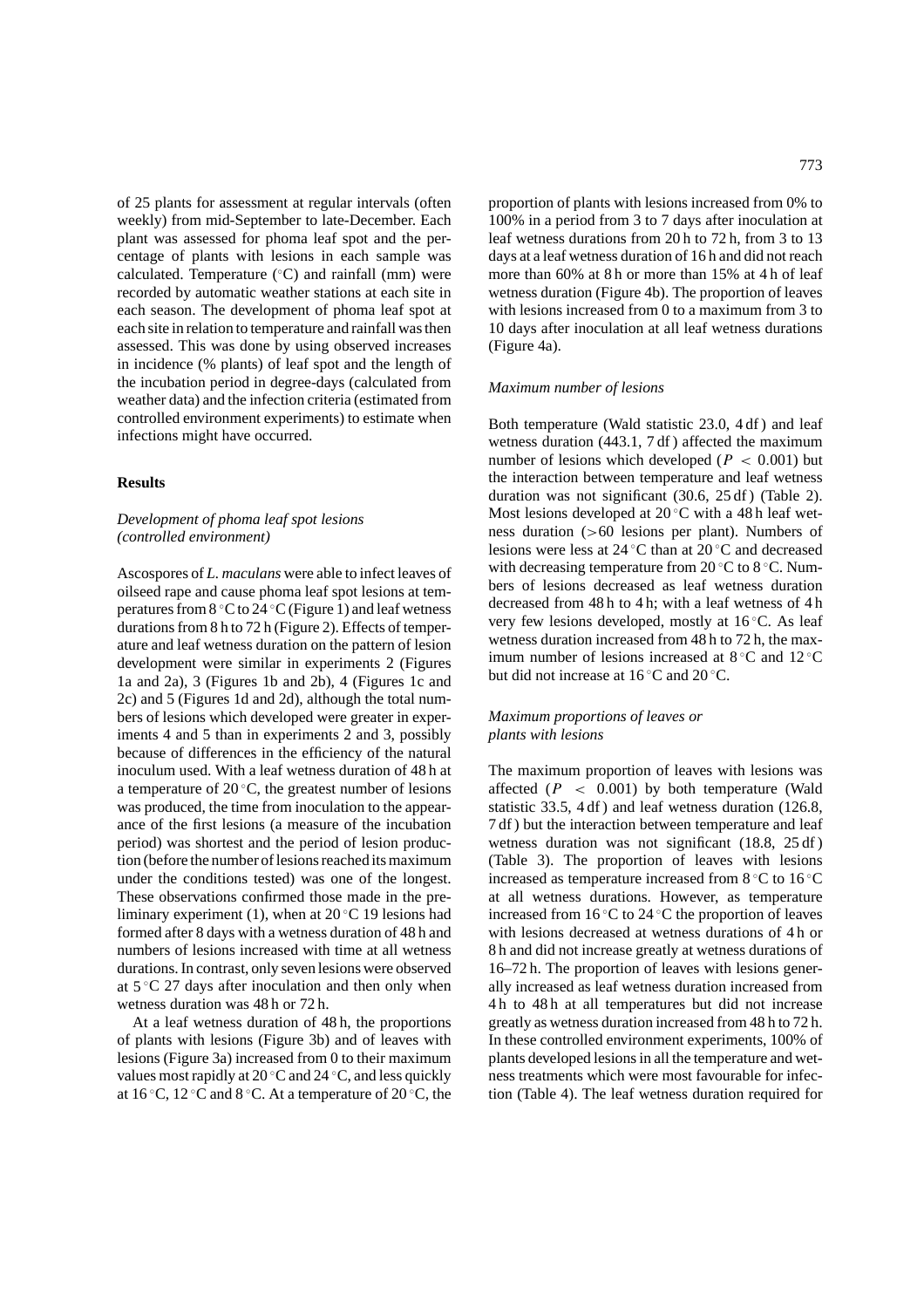of 25 plants for assessment at regular intervals (often weekly) from mid-September to late-December. Each plant was assessed for phoma leaf spot and the percentage of plants with lesions in each sample was calculated. Temperature (°C) and rainfall (mm) were recorded by automatic weather stations at each site in each season. The development of phoma leaf spot at each site in relation to temperature and rainfall was then assessed. This was done by using observed increases in incidence (% plants) of leaf spot and the length of the incubation period in degree-days (calculated from weather data) and the infection criteria (estimated from controlled environment experiments) to estimate when infections might have occurred.

## Results

### *Development of phoma leaf spot lesions (controlled environment)*

Ascospores of *L. maculans* were able to infect leaves of oilseed rape and cause phoma leaf spot lesions at temperatures from 8 °C to 24 °C (Figure 1) and leaf wetness durations from 8 h to 72 h (Figure 2). Effects of temperature and leaf wetness duration on the pattern of lesion development were similar in experiments 2 (Figures 1a and 2a), 3 (Figures 1b and 2b), 4 (Figures 1c and 2c) and 5 (Figures 1d and 2d), although the total numbers of lesions which developed were greater in experiments 4 and 5 than in experiments 2 and 3, possibly because of differences in the efficiency of the natural inoculum used. With a leaf wetness duration of 48 h at a temperature of 20 °C, the greatest number of lesions was produced, the time from inoculation to the appearance of the first lesions (a measure of the incubation period) was shortest and the period of lesion production (before the number of lesions reached its maximum under the conditions tested) was one of the longest. These observations confirmed those made in the preliminary experiment (1), when at 20 °C 19 lesions had formed after 8 days with a wetness duration of 48 h and numbers of lesions increased with time at all wetness durations. In contrast, only seven lesions were observed at 5 °C 27 days after inoculation and then only when wetness duration was 48 h or 72 h.

At a leaf wetness duration of 48 h, the proportions of plants with lesions (Figure 3b) and of leaves with lesions (Figure 3a) increased from 0 to their maximum values most rapidly at 20 °C and 24 °C, and less quickly at 16 °C, 12 °C and 8 °C. At a temperature of 20 °C, the proportion of plants with lesions increased from 0% to 100% in a period from 3 to 7 days after inoculation at leaf wetness durations from 20 h to 72 h, from 3 to 13 days at a leaf wetness duration of 16 h and did not reach more than 60% at 8 h or more than 15% at 4 h of leaf wetness duration (Figure 4b). The proportion of leaves with lesions increased from 0 to a maximum from 3 to 10 days after inoculation at all leaf wetness durations (Figure 4a).

### *Maximum number of lesions*

Both temperature (Wald statistic 23.0, 4 df) and leaf wetness duration (443.1, 7 df) affected the maximum number of lesions which developed ($P < 0.001$) but the interaction between temperature and leaf wetness duration was not significant (30.6, 25 df) (Table 2). Most lesions developed at 20 °C with a 48 h leaf wetness duration (>60 lesions per plant). Numbers of lesions were less at 24 °C than at 20 °C and decreased with decreasing temperature from 20 °C to 8 °C. Numbers of lesions decreased as leaf wetness duration decreased from 48 h to 4 h; with a leaf wetness of 4 h very few lesions developed, mostly at 16 °C. As leaf wetness duration increased from 48 h to 72 h, the maximum number of lesions increased at 8 °C and 12 °C but did not increase at 16 °C and 20 °C.

### *Maximum proportions of leaves or plants with lesions*

The maximum proportion of leaves with lesions was affected ($P < 0.001$) by both temperature (Wald statistic 33.5, 4 df) and leaf wetness duration (126.8, 7 df) but the interaction between temperature and leaf wetness duration was not significant (18.8, 25 df) (Table 3). The proportion of leaves with lesions increased as temperature increased from 8 °C to 16 °C at all wetness durations. However, as temperature increased from 16 °C to 24 °C the proportion of leaves with lesions decreased at wetness durations of 4 h or 8 h and did not increase greatly at wetness durations of 16–72 h. The proportion of leaves with lesions generally increased as leaf wetness duration increased from 4 h to 48 h at all temperatures but did not increase greatly as wetness duration increased from 48 h to 72 h. In these controlled environment experiments, 100% of plants developed lesions in all the temperature and wetness treatments which were most favourable for infection (Table 4). The leaf wetness duration required for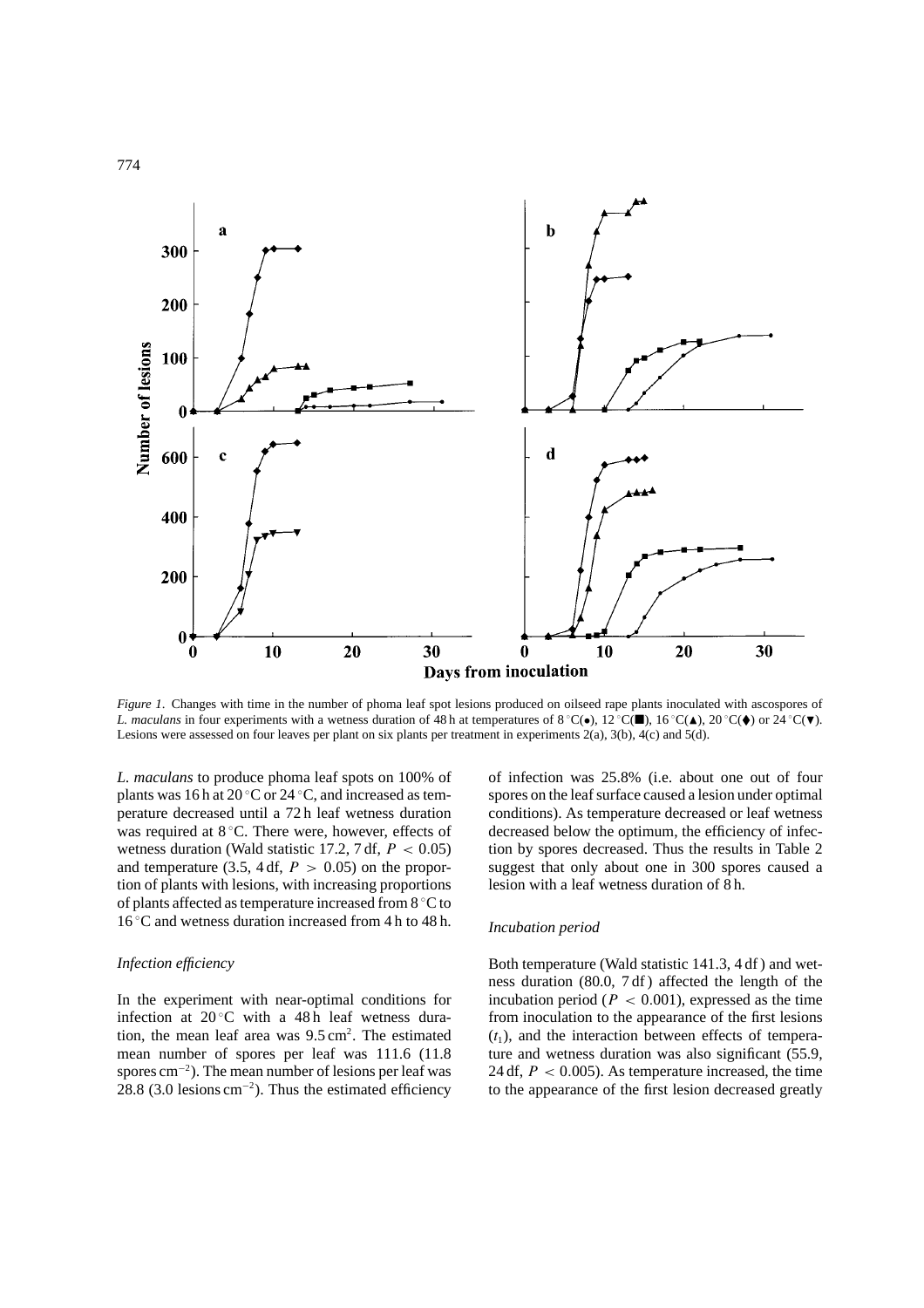*Figure 1.* Changes with time in the number of phoma leaf spot lesions produced on oilseed rape plants inoculated with ascospores of *L. maculans* in four experiments with a wetness duration of 48 h at temperatures of 8 °C(●), 12 °C(■), 16 °C(▲), 20 °C(◆) or 24 °C(▼). Lesions were assessed on four leaves per plant on six plants per treatment in experiments 2(a), 3(b), 4(c) and 5(d).

*L. maculans* to produce phoma leaf spots on 100% of plants was 16 h at 20 °C or 24 °C, and increased as temperature decreased until a 72 h leaf wetness duration was required at 8 °C. There were, however, effects of wetness duration (Wald statistic 17.2, 7 df, $P < 0.05$) and temperature (3.5, 4 df, $P > 0.05$) on the proportion of plants with lesions, with increasing proportions of plants affected as temperature increased from 8 °C to 16 °C and wetness duration increased from 4 h to 48 h.

### *Infection efficiency*

In the experiment with near-optimal conditions for infection at 20 °C with a 48 h leaf wetness duration, the mean leaf area was 9.5 $cm^2$. The estimated mean number of spores per leaf was 111.6 (11.8 spores $cm^{-2}$). The mean number of lesions per leaf was 28.8 (3.0 lesions $cm^{-2}$). Thus the estimated efficiency of infection was 25.8% (i.e. about one out of four spores on the leaf surface caused a lesion under optimal conditions). As temperature decreased or leaf wetness decreased below the optimum, the efficiency of infection by spores decreased. Thus the results in Table 2 suggest that only about one in 300 spores caused a lesion with a leaf wetness duration of 8 h.

### *Incubation period*

Both temperature (Wald statistic 141.3, 4 df ) and wetness duration (80.0, 7 df ) affected the length of the incubation period ($P < 0.001$), expressed as the time from inoculation to the appearance of the first lesions ($t_1$), and the interaction between effects of temperature and wetness duration was also significant (55.9, 24 df, $P < 0.005$). As temperature increased, the time to the appearance of the first lesion decreased greatly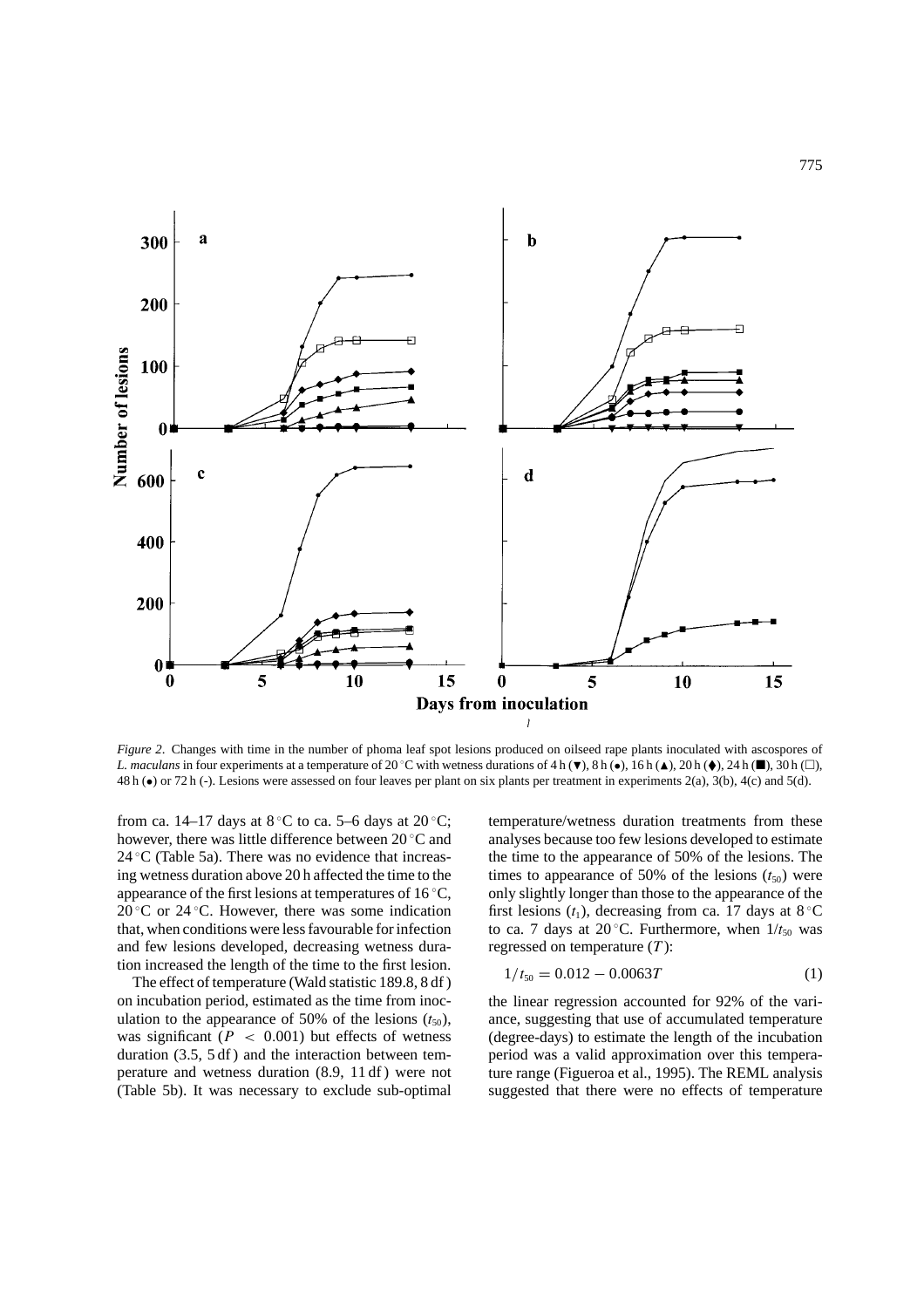*Figure 2*. Changes with time in the number of phoma leaf spot lesions produced on oilseed rape plants inoculated with ascospores of *L. maculans* in four experiments at a temperature of 20 °C with wetness durations of 4 h (▼), 8 h (•), 16 h (▲), 20 h (◆), 24 h (■), 30 h (□), 48 h (•) or 72 h (-). Lesions were assessed on four leaves per plant on six plants per treatment in experiments 2(a), 3(b), 4(c) and 5(d).

from ca. 14–17 days at 8 °C to ca. 5–6 days at 20 °C; however, there was little difference between 20 °C and 24 °C (Table 5a). There was no evidence that increasing wetness duration above 20 h affected the time to the appearance of the first lesions at temperatures of 16 °C, 20 °C or 24 °C. However, there was some indication that, when conditions were less favourable for infection and few lesions developed, decreasing wetness duration increased the length of the time to the first lesion.

The effect of temperature (Wald statistic 189.8, 8 df) on incubation period, estimated as the time from inoculation to the appearance of 50% of the lesions ($t_{50}$), was significant ($P < 0.001$) but effects of wetness duration (3.5, 5 df) and the interaction between temperature and wetness duration (8.9, 11 df) were not (Table 5b). It was necessary to exclude sub-optimal temperature/wetness duration treatments from these analyses because too few lesions developed to estimate the time to the appearance of 50% of the lesions. The times to appearance of 50% of the lesions ($t_{50}$) were only slightly longer than those to the appearance of the first lesions ($t_1$), decreasing from ca. 17 days at 8 °C to ca. 7 days at 20 °C. Furthermore, when $1/t_{50}$ was regressed on temperature ($T$):

$$1/t_{50} = 0.012 - 0.0063T \tag{1}$$

the linear regression accounted for 92% of the variance, suggesting that use of accumulated temperature (degree-days) to estimate the length of the incubation period was a valid approximation over this temperature range (Figueroa et al., 1995). The REML analysis suggested that there were no effects of temperature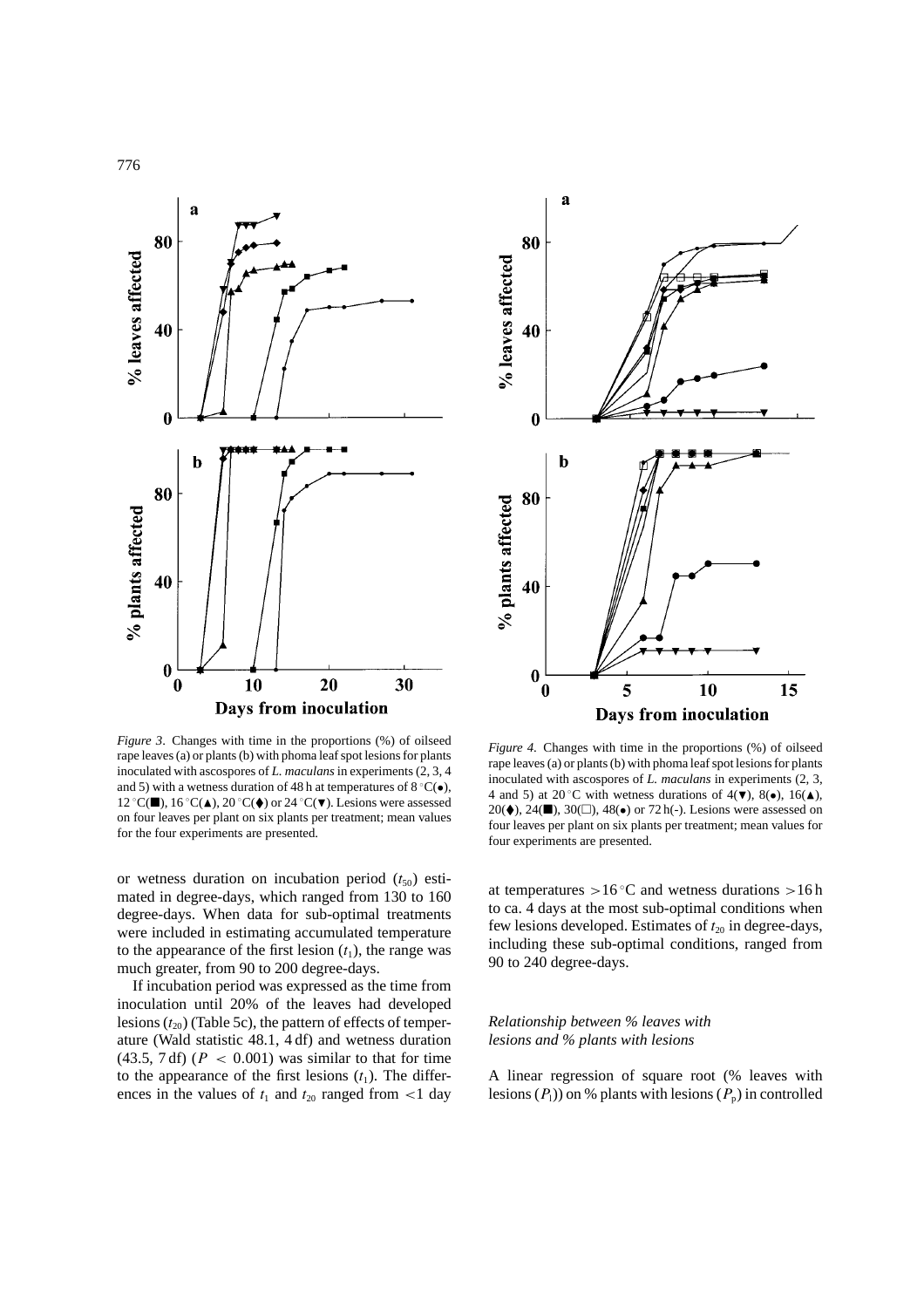*Figure 3*. Changes with time in the proportions (%) of oilseed rape leaves (a) or plants (b) with phoma leaf spot lesions for plants inoculated with ascospores of *L. maculans* in experiments (2, 3, 4 and 5) with a wetness duration of 48 h at temperatures of 8 °C(●), 12 °C(■), 16 °C(▲), 20 °C(♦) or 24 °C(▼). Lesions were assessed on four leaves per plant on six plants per treatment; mean values for the four experiments are presented.

*Figure 4*. Changes with time in the proportions (%) of oilseed rape leaves (a) or plants (b) with phoma leaf spot lesions for plants inoculated with ascospores of *L. maculans* in experiments (2, 3, 4 and 5) at 20 °C with wetness durations of 4(▼), 8(●), 16(▲), 20(♦), 24(■), 30(□), 48(•) or 72 h(-). Lesions were assessed on four leaves per plant on six plants per treatment; mean values for four experiments are presented.

or wetness duration on incubation period ($t_{50}$) estimated in degree-days, which ranged from 130 to 160 degree-days. When data for sub-optimal treatments were included in estimating accumulated temperature to the appearance of the first lesion ($t_1$), the range was much greater, from 90 to 200 degree-days.

If incubation period was expressed as the time from inoculation until 20% of the leaves had developed lesions ($t_{20}$) (Table 5c), the pattern of effects of temperature (Wald statistic 48.1, 4 df) and wetness duration (43.5, 7 df) ($P < 0.001$) was similar to that for time to the appearance of the first lesions ($t_1$). The differences in the values of $t_1$ and $t_{20}$ ranged from <1 day at temperatures >16 °C and wetness durations >16 h to ca. 4 days at the most sub-optimal conditions when few lesions developed. Estimates of $t_{20}$ in degree-days, including these sub-optimal conditions, ranged from 90 to 240 degree-days.

### *Relationship between % leaves with lesions and % plants with lesions*

A linear regression of square root (% leaves with lesions ($P_l$)) on % plants with lesions ($P_p$) in controlled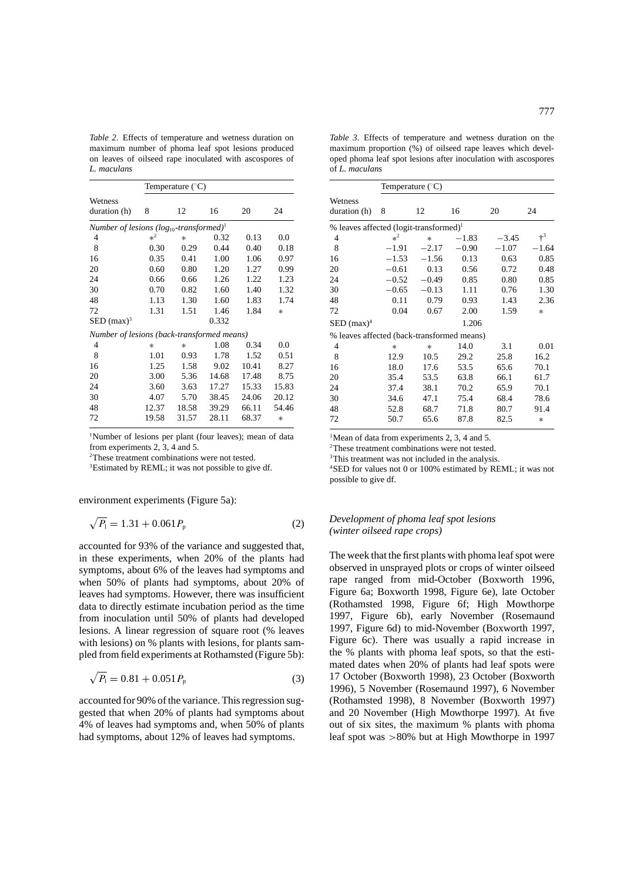*Table 2.* Effects of temperature and wetness duration on maximum number of phoma leaf spot lesions produced on leaves of oilseed rape inoculated with ascospores of *L. maculans*

| Wetness duration (h) | Temperature (°C) | | | | |
|---|---|---|---|---|---|
| | 8 | 12 | 16 | 20 | 24 |
| *Number of lesions ($log_{10}$-transformed)*[1] | | | | | |
| 4 | *[2] | * | 0.32 | 0.13 | 0.0 |
| 8 | 0.30 | 0.29 | 0.44 | 0.40 | 0.18 |
| 16 | 0.35 | 0.41 | 1.00 | 1.06 | 0.97 |
| 20 | 0.60 | 0.80 | 1.20 | 1.27 | 0.99 |
| 24 | 0.66 | 0.66 | 1.26 | 1.22 | 1.23 |
| 30 | 0.70 | 0.82 | 1.60 | 1.40 | 1.32 |
| 48 | 1.13 | 1.30 | 1.60 | 1.83 | 1.74 |
| 72 | 1.31 | 1.51 | 1.46 | 1.84 | * |
| SED (max)[3] | | | 0.332 | | |
| *Number of lesions (back-transformed means)* | | | | | |
| 4 | * | * | 1.08 | 0.34 | 0.0 |
| 8 | 1.01 | 0.93 | 1.78 | 1.52 | 0.51 |
| 16 | 1.25 | 1.58 | 9.02 | 10.41 | 8.27 |
| 20 | 3.00 | 5.36 | 14.68 | 17.48 | 8.75 |
| 24 | 3.60 | 3.63 | 17.27 | 15.33 | 15.83 |
| 30 | 4.07 | 5.70 | 38.45 | 24.06 | 20.12 |
| 48 | 12.37 | 18.58 | 39.29 | 66.11 | 54.46 |
| 72 | 19.58 | 31.57 | 28.11 | 68.37 | * |

[1]Number of lesions per plant (four leaves); mean of data from experiments 2, 3, 4 and 5.
[2]These treatment combinations were not tested.
[3]Estimated by REML; it was not possible to give df.

environment experiments (Figure 5a):

$$\sqrt{P_l} = 1.31 + 0.061 P_p \qquad (2)$$

accounted for 93% of the variance and suggested that, in these experiments, when 20% of the plants had symptoms, about 6% of the leaves had symptoms and when 50% of plants had symptoms, about 20% of leaves had symptoms. However, there was insufficient data to directly estimate incubation period as the time from inoculation until 50% of plants had developed lesions. A linear regression of square root (% leaves with lesions) on % plants with lesions, for plants sampled from field experiments at Rothamsted (Figure 5b):

$$\sqrt{P_l} = 0.81 + 0.051 P_p \qquad (3)$$

accounted for 90% of the variance. This regression suggested that when 20% of plants had symptoms about 4% of leaves had symptoms and, when 50% of plants had symptoms, about 12% of leaves had symptoms.

*Table 3.* Effects of temperature and wetness duration on the maximum proportion (%) of oilseed rape leaves which developed phoma leaf spot lesions after inoculation with ascospores of *L. maculans*

| Wetness duration (h) | Temperature (°C) | | | | |
|---|---|---|---|---|---|
| | 8 | 12 | 16 | 20 | 24 |
| % leaves affected (logit-transformed)[1] | | | | | |
| 4 | *[2] | * | −1.83 | −3.45 | †[3] |
| 8 | −1.91 | −2.17 | −0.90 | −1.07 | −1.64 |
| 16 | −1.53 | −1.56 | 0.13 | 0.63 | 0.85 |
| 20 | −0.61 | 0.13 | 0.56 | 0.72 | 0.48 |
| 24 | −0.52 | −0.49 | 0.85 | 0.80 | 0.85 |
| 30 | −0.65 | −0.13 | 1.11 | 0.76 | 1.30 |
| 48 | 0.11 | 0.79 | 0.93 | 1.43 | 2.36 |
| 72 | 0.04 | 0.67 | 2.00 | 1.59 | * |
| SED (max)[4] | | | 1.206 | | |
| % leaves affected (back-transformed means) | | | | | |
| 4 | * | * | 14.0 | 3.1 | 0.01 |
| 8 | 12.9 | 10.5 | 29.2 | 25.8 | 16.2 |
| 16 | 18.0 | 17.6 | 53.5 | 65.6 | 70.1 |
| 20 | 35.4 | 53.5 | 63.8 | 66.1 | 61.7 |
| 24 | 37.4 | 38.1 | 70.2 | 65.9 | 70.1 |
| 30 | 34.6 | 47.1 | 75.4 | 68.4 | 78.6 |
| 48 | 52.8 | 68.7 | 71.8 | 80.7 | 91.4 |
| 72 | 50.7 | 65.6 | 87.8 | 82.5 | * |

[1]Mean of data from experiments 2, 3, 4 and 5.
[2]These treatment combinations were not tested.
[3]This treatment was not included in the analysis.
[4]SED for values not 0 or 100% estimated by REML; it was not possible to give df.

### *Development of phoma leaf spot lesions (winter oilseed rape crops)*

The week that the first plants with phoma leaf spot were observed in unsprayed plots or crops of winter oilseed rape ranged from mid-October (Boxworth 1996, Figure 6a; Boxworth 1998, Figure 6e), late October (Rothamsted 1998, Figure 6f; High Mowthorpe 1997, Figure 6b), early November (Rosemaund 1997, Figure 6d) to mid-November (Boxworth 1997, Figure 6c). There was usually a rapid increase in the % plants with phoma leaf spots, so that the estimated dates when 20% of plants had leaf spots were 17 October (Boxworth 1998), 23 October (Boxworth 1996), 5 November (Rosemaund 1997), 6 November (Rothamsted 1998), 8 November (Boxworth 1997) and 20 November (High Mowthorpe 1997). At five out of six sites, the maximum % plants with phoma leaf spot was >80% but at High Mowthorpe in 1997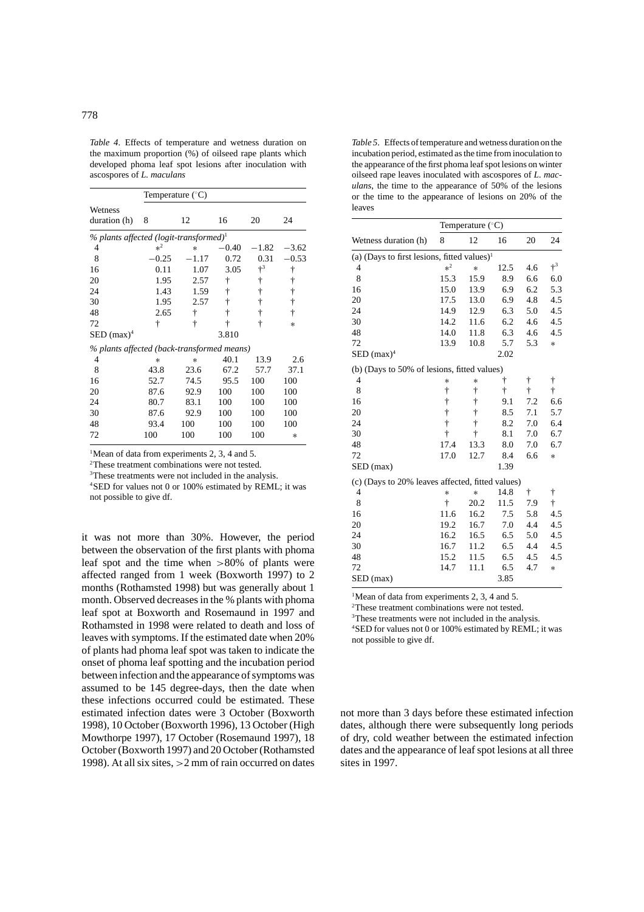*Table 4*. Effects of temperature and wetness duration on the maximum proportion (%) of oilseed rape plants which developed phoma leaf spot lesions after inoculation with ascospores of *L. maculans*

| Wetness duration (h) | Temperature (°C) | | | | |
|---|---|---|---|---|---|
| | 8 | 12 | 16 | 20 | 24 |
| *% plants affected (logit-transformed)*[1] | | | | | |
| 4 | *[2] | * | −0.40 | −1.82 | −3.62 |
| 8 | −0.25 | −1.17 | 0.72 | 0.31 | −0.53 |
| 16 | 0.11 | 1.07 | 3.05 | †[3] | † |
| 20 | 1.95 | 2.57 | † | † | † |
| 24 | 1.43 | 1.59 | † | † | † |
| 30 | 1.95 | 2.57 | † | † | † |
| 48 | 2.65 | † | † | † | † |
| 72 | † | † | † | † | * |
| SED (max)[4] | | | 3.810 | | |
| *% plants affected (back-transformed means)* | | | | | |
| 4 | * | * | 40.1 | 13.9 | 2.6 |
| 8 | 43.8 | 23.6 | 67.2 | 57.7 | 37.1 |
| 16 | 52.7 | 74.5 | 95.5 | 100 | 100 |
| 20 | 87.6 | 92.9 | 100 | 100 | 100 |
| 24 | 80.7 | 83.1 | 100 | 100 | 100 |
| 30 | 87.6 | 92.9 | 100 | 100 | 100 |
| 48 | 93.4 | 100 | 100 | 100 | 100 |
| 72 | 100 | 100 | 100 | 100 | * |

[1]Mean of data from experiments 2, 3, 4 and 5.
[2]These treatment combinations were not tested.
[3]These treatments were not included in the analysis.
[4]SED for values not 0 or 100% estimated by REML; it was not possible to give df.

*Table 5*. Effects of temperature and wetness duration on the incubation period, estimated as the time from inoculation to the appearance of the first phoma leaf spot lesions on winter oilseed rape leaves inoculated with ascospores of *L. maculans*, the time to the appearance of 50% of the lesions or the time to the appearance of lesions on 20% of the leaves

| Wetness duration (h) | Temperature (°C) | | | | |
|---|---|---|---|---|---|
| | 8 | 12 | 16 | 20 | 24 |
| (a) (Days to first lesions, fitted values)[1] | | | | | |
| 4 | *[2] | * | 12.5 | 4.6 | †[3] |
| 8 | 15.3 | 15.9 | 8.9 | 6.6 | 6.0 |
| 16 | 15.0 | 13.9 | 6.9 | 6.2 | 5.3 |
| 20 | 17.5 | 13.0 | 6.9 | 4.8 | 4.5 |
| 24 | 14.9 | 12.9 | 6.3 | 5.0 | 4.5 |
| 30 | 14.2 | 11.6 | 6.2 | 4.6 | 4.5 |
| 48 | 14.0 | 11.8 | 6.3 | 4.6 | 4.5 |
| 72 | 13.9 | 10.8 | 5.7 | 5.3 | * |
| SED (max)[4] | | | 2.02 | | |
| (b) (Days to 50% of lesions, fitted values) | | | | | |
| 4 | * | * | † | † | † |
| 8 | † | † | † | † | † |
| 16 | † | † | 9.1 | 7.2 | 6.6 |
| 20 | † | † | 8.5 | 7.1 | 5.7 |
| 24 | † | † | 8.2 | 7.0 | 6.4 |
| 30 | † | † | 8.1 | 7.0 | 6.7 |
| 48 | 17.4 | 13.3 | 8.0 | 7.0 | 6.7 |
| 72 | 17.0 | 12.7 | 8.4 | 6.6 | * |
| SED (max) | | | 1.39 | | |
| (c) (Days to 20% leaves affected, fitted values) | | | | | |
| 4 | * | * | 14.8 | † | † |
| 8 | † | 20.2 | 11.5 | 7.9 | † |
| 16 | 11.6 | 16.2 | 7.5 | 5.8 | 4.5 |
| 20 | 19.2 | 16.7 | 7.0 | 4.4 | 4.5 |
| 24 | 16.2 | 16.5 | 6.5 | 5.0 | 4.5 |
| 30 | 16.7 | 11.2 | 6.5 | 4.4 | 4.5 |
| 48 | 15.2 | 11.5 | 6.5 | 4.5 | 4.5 |
| 72 | 14.7 | 11.1 | 6.5 | 4.7 | * |
| SED (max) | | | 3.85 | | |

[1]Mean of data from experiments 2, 3, 4 and 5.
[2]These treatment combinations were not tested.
[3]These treatments were not included in the analysis.
[4]SED for values not 0 or 100% estimated by REML; it was not possible to give df.

it was not more than 30%. However, the period between the observation of the first plants with phoma leaf spot and the time when >80% of plants were affected ranged from 1 week (Boxworth 1997) to 2 months (Rothamsted 1998) but was generally about 1 month. Observed decreases in the % plants with phoma leaf spot at Boxworth and Rosemaund in 1997 and Rothamsted in 1998 were related to death and loss of leaves with symptoms. If the estimated date when 20% of plants had phoma leaf spot was taken to indicate the onset of phoma leaf spotting and the incubation period between infection and the appearance of symptoms was assumed to be 145 degree-days, then the date when these infections occurred could be estimated. These estimated infection dates were 3 October (Boxworth 1998), 10 October (Boxworth 1996), 13 October (High Mowthorpe 1997), 17 October (Rosemaund 1997), 18 October (Boxworth 1997) and 20 October (Rothamsted 1998). At all six sites, >2 mm of rain occurred on dates not more than 3 days before these estimated infection dates, although there were subsequently long periods of dry, cold weather between the estimated infection dates and the appearance of leaf spot lesions at all three sites in 1997.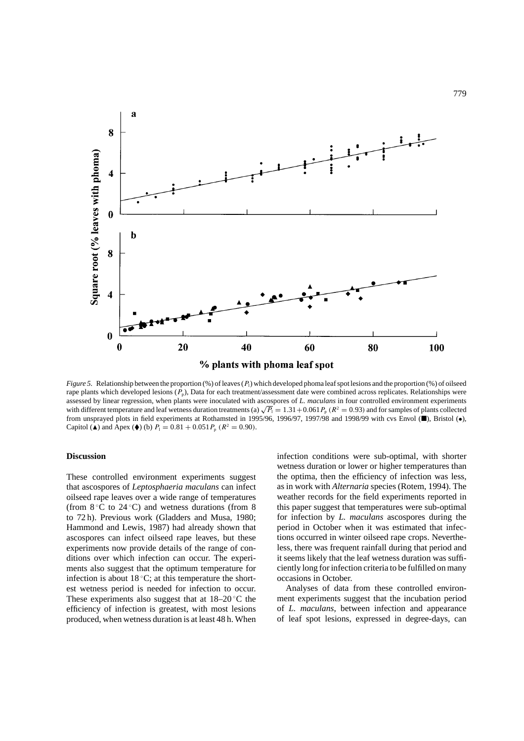*Figure 5.* Relationship between the proportion (%) of leaves ($P_l$) which developed phoma leaf spot lesions and the proportion (%) of oilseed rape plants which developed lesions ($P_p$), Data for each treatment/assessment date were combined across replicates. Relationships were assessed by linear regression, when plants were inoculated with ascospores of *L. maculans* in four controlled environment experiments with different temperature and leaf wetness duration treatments (a) $\sqrt{P_l} = 1.31 + 0.061P_p$ ($R^2 = 0.93$) and for samples of plants collected from unsprayed plots in field experiments at Rothamsted in 1995/96, 1996/97, 1997/98 and 1998/99 with cvs Envol (■), Bristol (•), Capitol (▲) and Apex (♦) (b) $P_l = 0.81 + 0.051P_p$ ($R^2 = 0.90$).

## Discussion

These controlled environment experiments suggest that ascospores of *Leptosphaeria maculans* can infect oilseed rape leaves over a wide range of temperatures (from 8 °C to 24 °C) and wetness durations (from 8 to 72 h). Previous work (Gladders and Musa, 1980; Hammond and Lewis, 1987) had already shown that ascospores can infect oilseed rape leaves, but these experiments now provide details of the range of conditions over which infection can occur. The experiments also suggest that the optimum temperature for infection is about 18 °C; at this temperature the shortest wetness period is needed for infection to occur. These experiments also suggest that at 18–20 °C the efficiency of infection is greatest, with most lesions produced, when wetness duration is at least 48 h. When infection conditions were sub-optimal, with shorter wetness duration or lower or higher temperatures than the optima, then the efficiency of infection was less, as in work with *Alternaria* species (Rotem, 1994). The weather records for the field experiments reported in this paper suggest that temperatures were sub-optimal for infection by *L. maculans* ascospores during the period in October when it was estimated that infections occurred in winter oilseed rape crops. Nevertheless, there was frequent rainfall during that period and it seems likely that the leaf wetness duration was sufficiently long for infection criteria to be fulfilled on many occasions in October.

Analyses of data from these controlled environment experiments suggest that the incubation period of *L. maculans*, between infection and appearance of leaf spot lesions, expressed in degree-days, can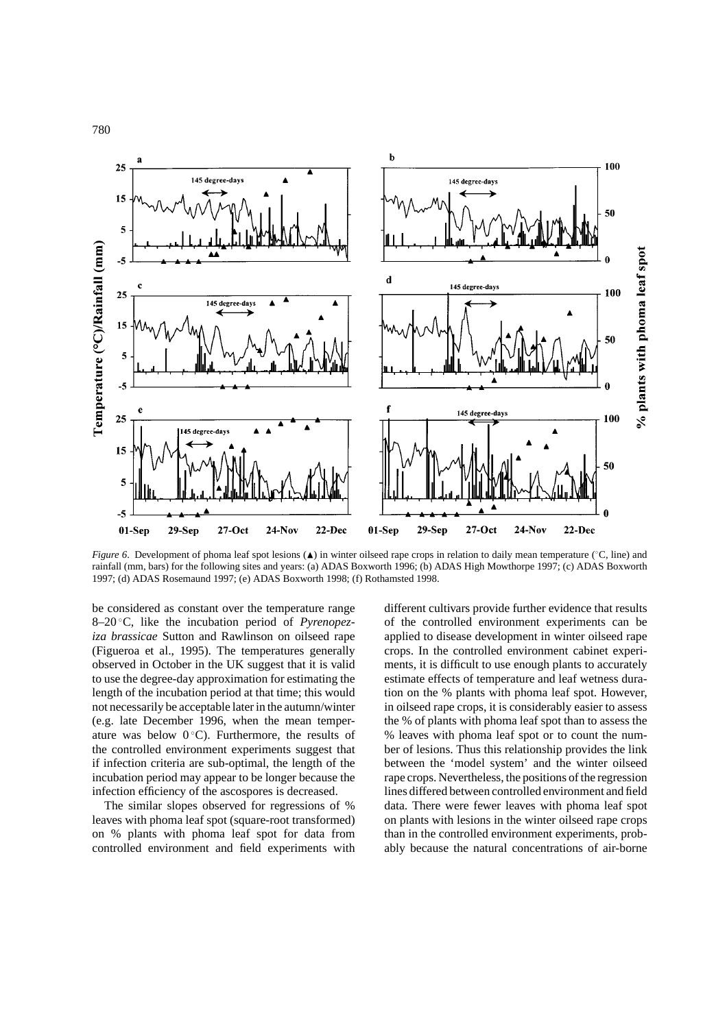*Figure 6*. Development of phoma leaf spot lesions (▲) in winter oilseed rape crops in relation to daily mean temperature (°C, line) and rainfall (mm, bars) for the following sites and years: (a) ADAS Boxworth 1996; (b) ADAS High Mowthorpe 1997; (c) ADAS Boxworth 1997; (d) ADAS Rosemaund 1997; (e) ADAS Boxworth 1998; (f) Rothamsted 1998.

be considered as constant over the temperature range 8–20 °C, like the incubation period of *Pyrenopeziza brassicae* Sutton and Rawlinson on oilseed rape (Figueroa et al., 1995). The temperatures generally observed in October in the UK suggest that it is valid to use the degree-day approximation for estimating the length of the incubation period at that time; this would not necessarily be acceptable later in the autumn/winter (e.g. late December 1996, when the mean temperature was below 0 °C). Furthermore, the results of the controlled environment experiments suggest that if infection criteria are sub-optimal, the length of the incubation period may appear to be longer because the infection efficiency of the ascospores is decreased.

The similar slopes observed for regressions of % leaves with phoma leaf spot (square-root transformed) on % plants with phoma leaf spot for data from controlled environment and field experiments with different cultivars provide further evidence that results of the controlled environment experiments can be applied to disease development in winter oilseed rape crops. In the controlled environment cabinet experiments, it is difficult to use enough plants to accurately estimate effects of temperature and leaf wetness duration on the % plants with phoma leaf spot. However, in oilseed rape crops, it is considerably easier to assess the % of plants with phoma leaf spot than to assess the % leaves with phoma leaf spot or to count the number of lesions. Thus this relationship provides the link between the 'model system' and the winter oilseed rape crops. Nevertheless, the positions of the regression lines differed between controlled environment and field data. There were fewer leaves with phoma leaf spot on plants with lesions in the winter oilseed rape crops than in the controlled environment experiments, probably because the natural concentrations of air-borne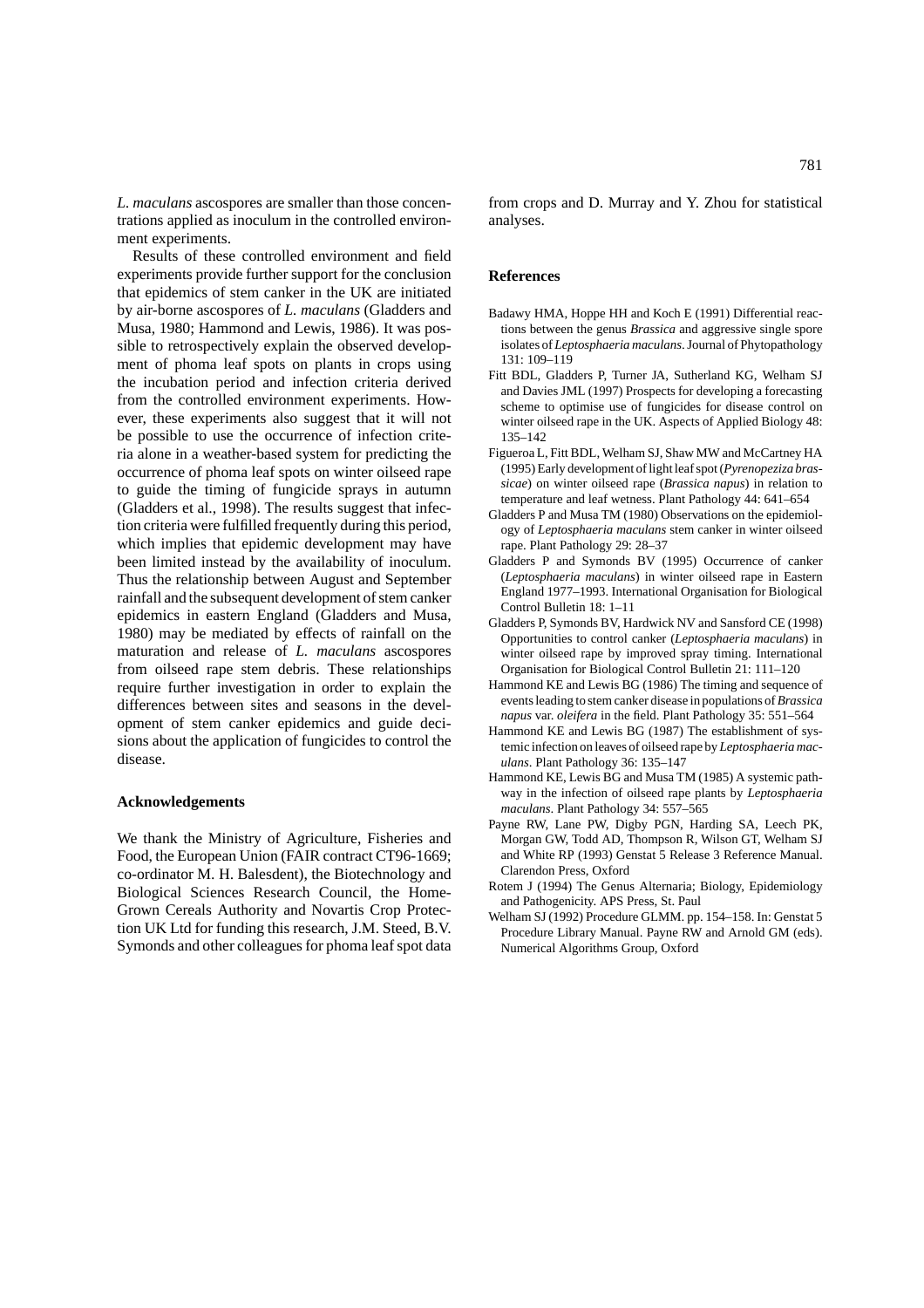*L. maculans* ascospores are smaller than those concentrations applied as inoculum in the controlled environment experiments.

Results of these controlled environment and field experiments provide further support for the conclusion that epidemics of stem canker in the UK are initiated by air-borne ascospores of *L. maculans* (Gladders and Musa, 1980; Hammond and Lewis, 1986). It was possible to retrospectively explain the observed development of phoma leaf spots on plants in crops using the incubation period and infection criteria derived from the controlled environment experiments. However, these experiments also suggest that it will not be possible to use the occurrence of infection criteria alone in a weather-based system for predicting the occurrence of phoma leaf spots on winter oilseed rape to guide the timing of fungicide sprays in autumn (Gladders et al., 1998). The results suggest that infection criteria were fulfilled frequently during this period, which implies that epidemic development may have been limited instead by the availability of inoculum. Thus the relationship between August and September rainfall and the subsequent development of stem canker epidemics in eastern England (Gladders and Musa, 1980) may be mediated by effects of rainfall on the maturation and release of *L. maculans* ascospores from oilseed rape stem debris. These relationships require further investigation in order to explain the differences between sites and seasons in the development of stem canker epidemics and guide decisions about the application of fungicides to control the disease.

## Acknowledgements

We thank the Ministry of Agriculture, Fisheries and Food, the European Union (FAIR contract CT96-1669; co-ordinator M. H. Balesdent), the Biotechnology and Biological Sciences Research Council, the Home-Grown Cereals Authority and Novartis Crop Protection UK Ltd for funding this research, J.M. Steed, B.V. Symonds and other colleagues for phoma leaf spot data from crops and D. Murray and Y. Zhou for statistical analyses.

## References

Badawy HMA, Hoppe HH and Koch E (1991) Differential reactions between the genus *Brassica* and aggressive single spore isolates of *Leptosphaeria maculans*. Journal of Phytopathology 131: 109–119

Fitt BDL, Gladders P, Turner JA, Sutherland KG, Welham SJ and Davies JML (1997) Prospects for developing a forecasting scheme to optimise use of fungicides for disease control on winter oilseed rape in the UK. Aspects of Applied Biology 48: 135–142

Figueroa L, Fitt BDL, Welham SJ, Shaw MW and McCartney HA (1995) Early development of light leaf spot (*Pyrenopeziza brassicae*) on winter oilseed rape (*Brassica napus*) in relation to temperature and leaf wetness. Plant Pathology 44: 641–654

Gladders P and Musa TM (1980) Observations on the epidemiology of *Leptosphaeria maculans* stem canker in winter oilseed rape. Plant Pathology 29: 28–37

Gladders P and Symonds BV (1995) Occurrence of canker (*Leptosphaeria maculans*) in winter oilseed rape in Eastern England 1977–1993. International Organisation for Biological Control Bulletin 18: 1–11

Gladders P, Symonds BV, Hardwick NV and Sansford CE (1998) Opportunities to control canker (*Leptosphaeria maculans*) in winter oilseed rape by improved spray timing. International Organisation for Biological Control Bulletin 21: 111–120

Hammond KE and Lewis BG (1986) The timing and sequence of events leading to stem canker disease in populations of *Brassica napus* var. *oleifera* in the field. Plant Pathology 35: 551–564

Hammond KE and Lewis BG (1987) The establishment of systemic infection on leaves of oilseed rape by *Leptosphaeria maculans*. Plant Pathology 36: 135–147

Hammond KE, Lewis BG and Musa TM (1985) A systemic pathway in the infection of oilseed rape plants by *Leptosphaeria maculans*. Plant Pathology 34: 557–565

Payne RW, Lane PW, Digby PGN, Harding SA, Leech PK, Morgan GW, Todd AD, Thompson R, Wilson GT, Welham SJ and White RP (1993) Genstat 5 Release 3 Reference Manual. Clarendon Press, Oxford

Rotem J (1994) The Genus Alternaria; Biology, Epidemiology and Pathogenicity. APS Press, St. Paul

Welham SJ (1992) Procedure GLMM. pp. 154–158. In: Genstat 5 Procedure Library Manual. Payne RW and Arnold GM (eds). Numerical Algorithms Group, Oxford